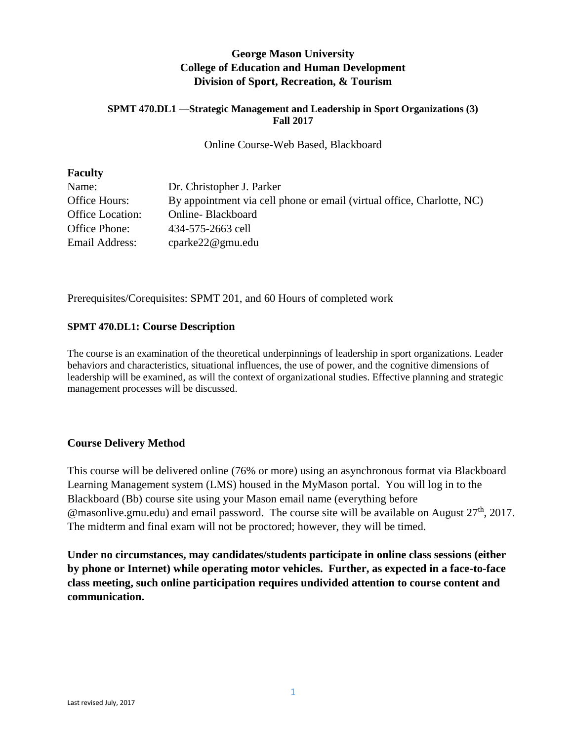# George Mason University
# College of Education and Human Development
# Division of Sport, Recreation, & Tourism

**SPMT 470.DL1 —Strategic Management and Leadership in Sport Organizations (3)**
**Fall 2017**

Online Course-Web Based, Blackboard

## Faculty

| | |
|---|---|
| Name: | Dr. Christopher J. Parker |
| Office Hours: | By appointment via cell phone or email (virtual office, Charlotte, NC) |
| Office Location: | Online- Blackboard |
| Office Phone: | 434-575-2663 cell |
| Email Address: | cparke22@gmu.edu |

Prerequisites/Corequisites: SPMT 201, and 60 Hours of completed work

## SPMT 470.DL1: Course Description

The course is an examination of the theoretical underpinnings of leadership in sport organizations. Leader behaviors and characteristics, situational influences, the use of power, and the cognitive dimensions of leadership will be examined, as will the context of organizational studies. Effective planning and strategic management processes will be discussed.

## Course Delivery Method

This course will be delivered online (76% or more) using an asynchronous format via Blackboard Learning Management system (LMS) housed in the MyMason portal. You will log in to the Blackboard (Bb) course site using your Mason email name (everything before @masonlive.gmu.edu) and email password. The course site will be available on August 27th, 2017. The midterm and final exam will not be proctored; however, they will be timed.

**Under no circumstances, may candidates/students participate in online class sessions (either by phone or Internet) while operating motor vehicles. Further, as expected in a face-to-face class meeting, such online participation requires undivided attention to course content and communication.**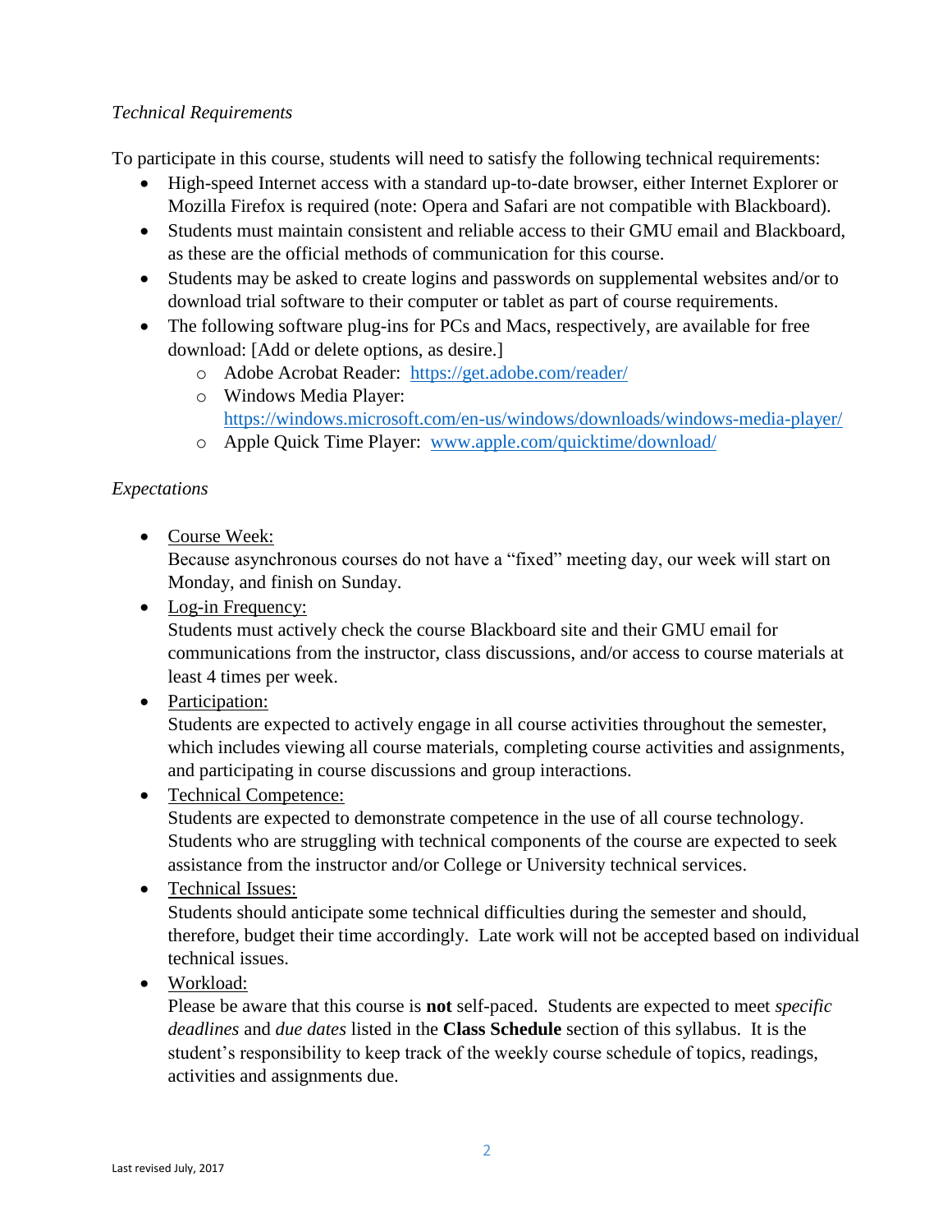*Technical Requirements*

To participate in this course, students will need to satisfy the following technical requirements:

- High-speed Internet access with a standard up-to-date browser, either Internet Explorer or Mozilla Firefox is required (note: Opera and Safari are not compatible with Blackboard).
- Students must maintain consistent and reliable access to their GMU email and Blackboard, as these are the official methods of communication for this course.
- Students may be asked to create logins and passwords on supplemental websites and/or to download trial software to their computer or tablet as part of course requirements.
- The following software plug-ins for PCs and Macs, respectively, are available for free download: [Add or delete options, as desire.]
  - Adobe Acrobat Reader: https://get.adobe.com/reader/
  - Windows Media Player: https://windows.microsoft.com/en-us/windows/downloads/windows-media-player/
  - Apple Quick Time Player: www.apple.com/quicktime/download/

*Expectations*

- Course Week:
  Because asynchronous courses do not have a "fixed" meeting day, our week will start on Monday, and finish on Sunday.
- Log-in Frequency:
  Students must actively check the course Blackboard site and their GMU email for communications from the instructor, class discussions, and/or access to course materials at least 4 times per week.
- Participation:
  Students are expected to actively engage in all course activities throughout the semester, which includes viewing all course materials, completing course activities and assignments, and participating in course discussions and group interactions.
- Technical Competence:
  Students are expected to demonstrate competence in the use of all course technology. Students who are struggling with technical components of the course are expected to seek assistance from the instructor and/or College or University technical services.
- Technical Issues:
  Students should anticipate some technical difficulties during the semester and should, therefore, budget their time accordingly. Late work will not be accepted based on individual technical issues.
- Workload:
  Please be aware that this course is **not** self-paced. Students are expected to meet *specific deadlines* and *due dates* listed in the **Class Schedule** section of this syllabus. It is the student's responsibility to keep track of the weekly course schedule of topics, readings, activities and assignments due.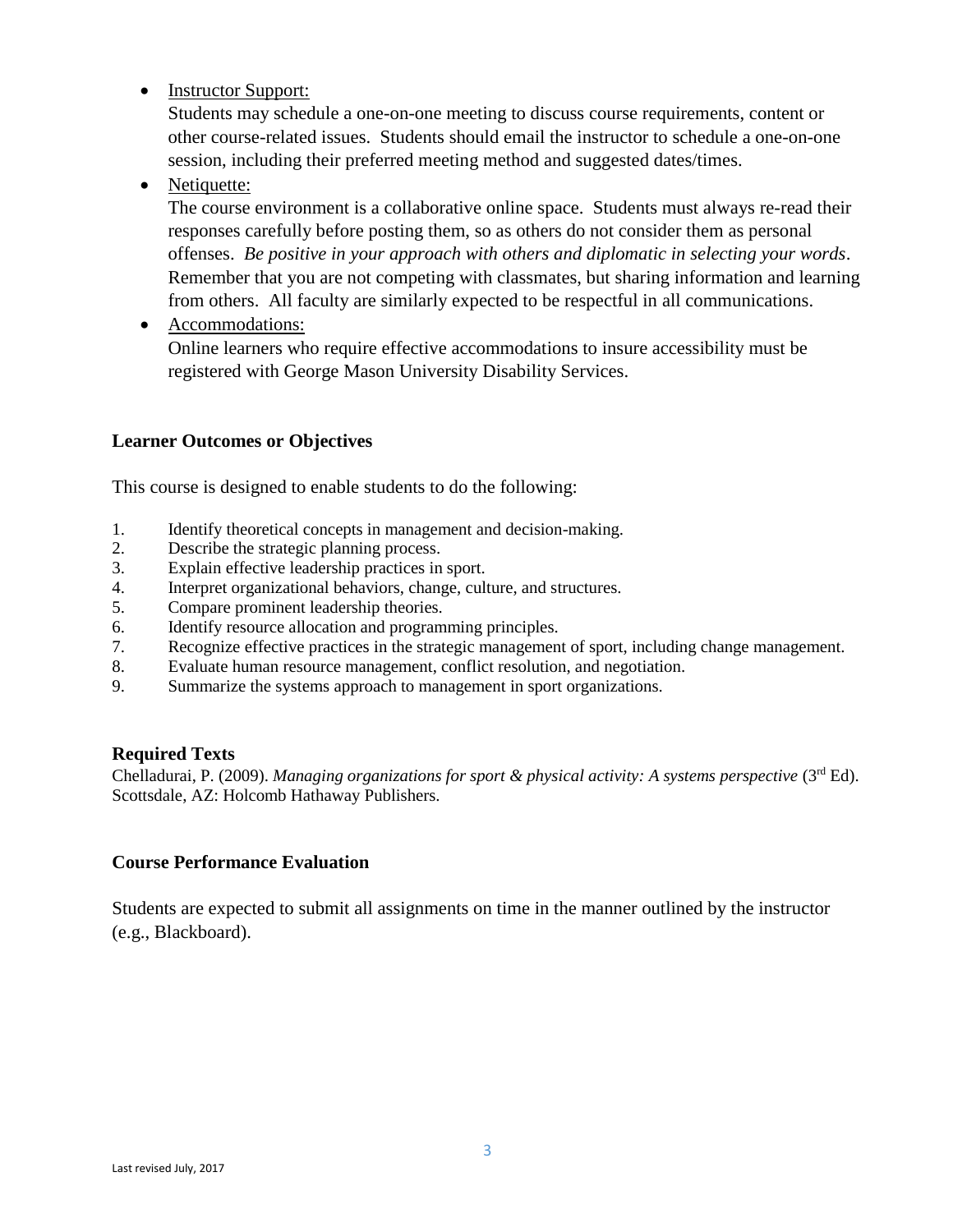- Instructor Support:
  Students may schedule a one-on-one meeting to discuss course requirements, content or other course-related issues. Students should email the instructor to schedule a one-on-one session, including their preferred meeting method and suggested dates/times.
- Netiquette:
  The course environment is a collaborative online space. Students must always re-read their responses carefully before posting them, so as others do not consider them as personal offenses. *Be positive in your approach with others and diplomatic in selecting your words*. Remember that you are not competing with classmates, but sharing information and learning from others. All faculty are similarly expected to be respectful in all communications.
- Accommodations:
  Online learners who require effective accommodations to insure accessibility must be registered with George Mason University Disability Services.

**Learner Outcomes or Objectives**

This course is designed to enable students to do the following:

1. Identify theoretical concepts in management and decision-making.
2. Describe the strategic planning process.
3. Explain effective leadership practices in sport.
4. Interpret organizational behaviors, change, culture, and structures.
5. Compare prominent leadership theories.
6. Identify resource allocation and programming principles.
7. Recognize effective practices in the strategic management of sport, including change management.
8. Evaluate human resource management, conflict resolution, and negotiation.
9. Summarize the systems approach to management in sport organizations.

**Required Texts**

Chelladurai, P. (2009). *Managing organizations for sport & physical activity: A systems perspective* (3rd Ed). Scottsdale, AZ: Holcomb Hathaway Publishers.

**Course Performance Evaluation**

Students are expected to submit all assignments on time in the manner outlined by the instructor (e.g., Blackboard).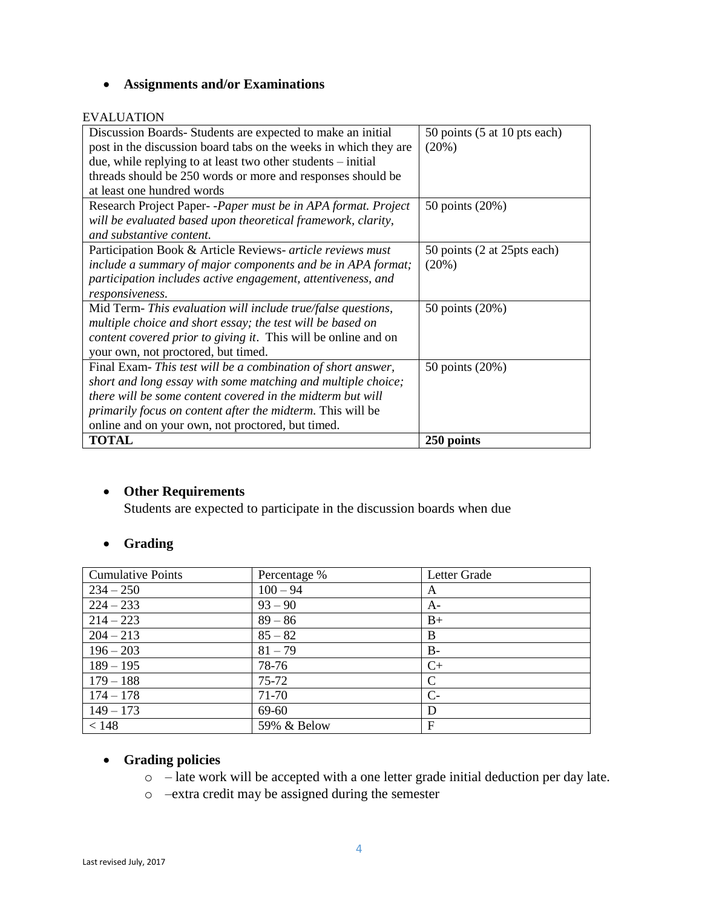- **Assignments and/or Examinations**

EVALUATION

| | |
|---|---|
| Discussion Boards- Students are expected to make an initial post in the discussion board tabs on the weeks in which they are due, while replying to at least two other students – initial threads should be 250 words or more and responses should be at least one hundred words | 50 points (5 at 10 pts each) (20%) |
| Research Project Paper- -*Paper must be in APA format. Project will be evaluated based upon theoretical framework, clarity, and substantive content.* | 50 points (20%) |
| Participation Book & Article Reviews- *article reviews must include a summary of major components and be in APA format; participation includes active engagement, attentiveness, and responsiveness.* | 50 points (2 at 25pts each) (20%) |
| Mid Term- *This evaluation will include true/false questions, multiple choice and short essay; the test will be based on content covered prior to giving it*. This will be online and on your own, not proctored, but timed. | 50 points (20%) |
| Final Exam- *This test will be a combination of short answer, short and long essay with some matching and multiple choice; there will be some content covered in the midterm but will primarily focus on content after the midterm.* This will be online and on your own, not proctored, but timed. | 50 points (20%) |
| **TOTAL** | **250 points** |

- **Other Requirements**
  Students are expected to participate in the discussion boards when due

- **Grading**

| Cumulative Points | Percentage % | Letter Grade |
|---|---|---|
| 234 – 250 | 100 – 94 | A |
| 224 – 233 | 93 – 90 | A- |
| 214 – 223 | 89 – 86 | B+ |
| 204 – 213 | 85 – 82 | B |
| 196 – 203 | 81 – 79 | B- |
| 189 – 195 | 78-76 | C+ |
| 179 – 188 | 75-72 | C |
| 174 – 178 | 71-70 | C- |
| 149 – 173 | 69-60 | D |
| < 148 | 59% & Below | F |

- **Grading policies**
  - – late work will be accepted with a one letter grade initial deduction per day late.
  - –extra credit may be assigned during the semester

Last revised July, 2017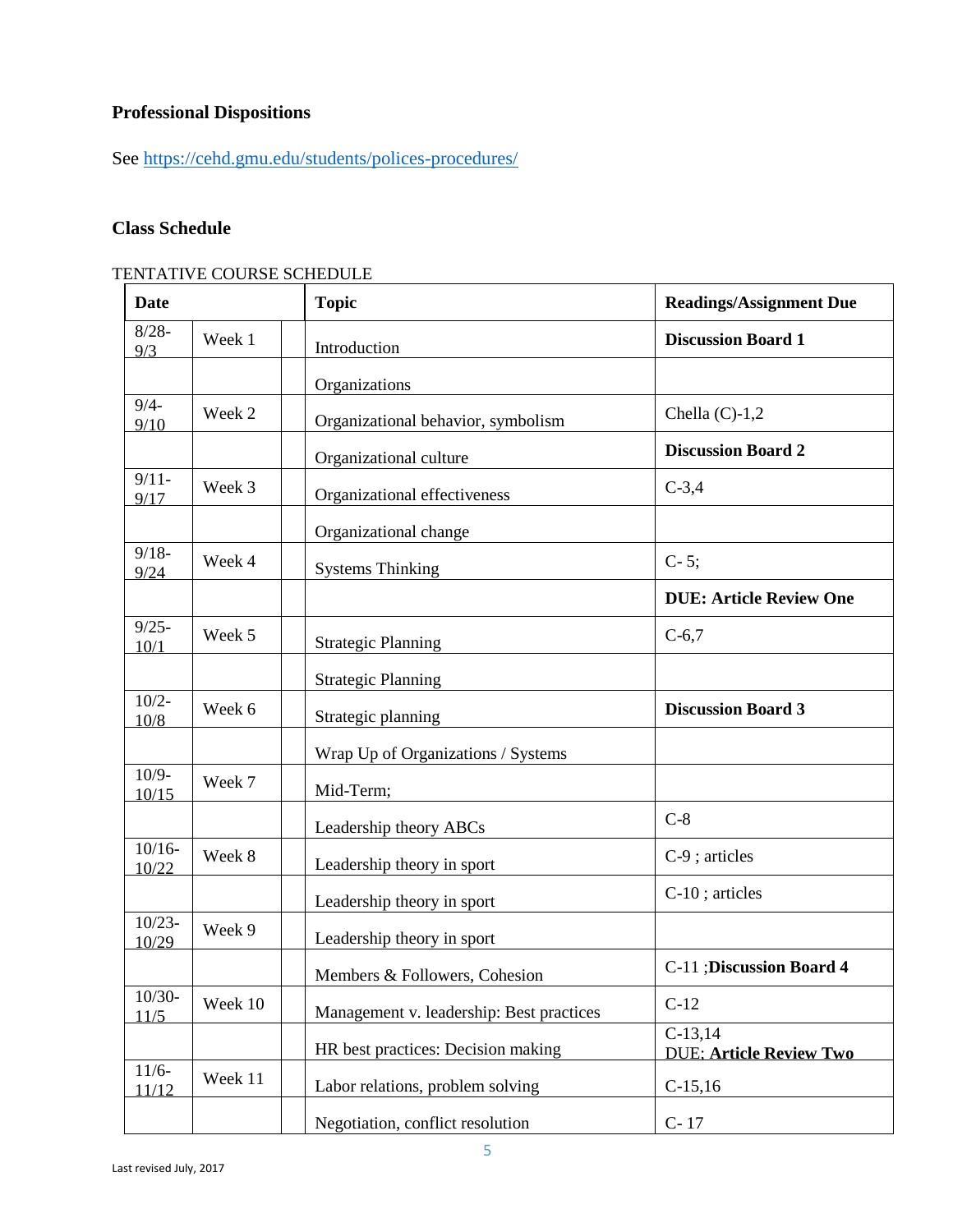### Professional Dispositions

See https://cehd.gmu.edu/students/polices-procedures/

### Class Schedule

TENTATIVE COURSE SCHEDULE

| Date | | | Topic | Readings/Assignment Due |
|---|---|---|---|---|
| 8/28-9/3 | Week 1 | | Introduction | **Discussion Board 1** |
| | | | Organizations | |
| 9/4-9/10 | Week 2 | | Organizational behavior, symbolism | Chella (C)-1,2 |
| | | | Organizational culture | **Discussion Board 2** |
| 9/11-9/17 | Week 3 | | Organizational effectiveness | C-3,4 |
| | | | Organizational change | |
| 9/18-9/24 | Week 4 | | Systems Thinking | C- 5; |
| | | | | **DUE: Article Review One** |
| 9/25-10/1 | Week 5 | | Strategic Planning | C-6,7 |
| | | | Strategic Planning | |
| 10/2-10/8 | Week 6 | | Strategic planning | **Discussion Board 3** |
| | | | Wrap Up of Organizations / Systems | |
| 10/9-10/15 | Week 7 | | Mid-Term; | |
| | | | Leadership theory ABCs | C-8 |
| 10/16-10/22 | Week 8 | | Leadership theory in sport | C-9 ; articles |
| | | | Leadership theory in sport | C-10 ; articles |
| 10/23-10/29 | Week 9 | | Leadership theory in sport | |
| | | | Members & Followers, Cohesion | C-11 ;**Discussion Board 4** |
| 10/30-11/5 | Week 10 | | Management v. leadership: Best practices | C-12 |
| | | | HR best practices: Decision making | C-13,14 DUE: **Article Review Two** |
| 11/6-11/12 | Week 11 | | Labor relations, problem solving | C-15,16 |
| | | | Negotiation, conflict resolution | C- 17 |

Last revised July, 2017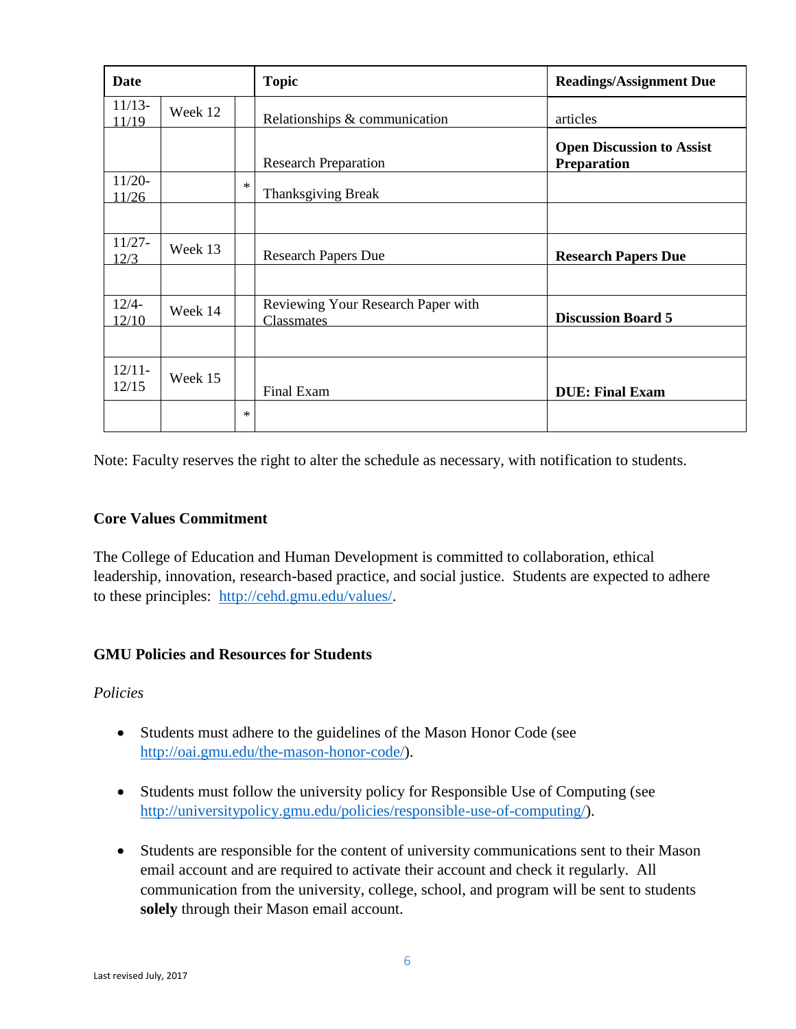| Date | | | Topic | Readings/Assignment Due |
|---|---|---|---|---|
| 11/13-11/19 | Week 12 | | Relationships & communication | articles |
| | | | Research Preparation | **Open Discussion to Assist Preparation** |
| 11/20-11/26 | | * | Thanksgiving Break | |
| | | | | |
| 11/27-12/3 | Week 13 | | Research Papers Due | **Research Papers Due** |
| | | | | |
| 12/4-12/10 | Week 14 | | Reviewing Your Research Paper with Classmates | **Discussion Board 5** |
| | | | | |
| 12/11-12/15 | Week 15 | | Final Exam | **DUE: Final Exam** |
| | | * | | |

Note: Faculty reserves the right to alter the schedule as necessary, with notification to students.

**Core Values Commitment**

The College of Education and Human Development is committed to collaboration, ethical leadership, innovation, research-based practice, and social justice. Students are expected to adhere to these principles: http://cehd.gmu.edu/values/.

**GMU Policies and Resources for Students**

*Policies*

- Students must adhere to the guidelines of the Mason Honor Code (see http://oai.gmu.edu/the-mason-honor-code/).
- Students must follow the university policy for Responsible Use of Computing (see http://universitypolicy.gmu.edu/policies/responsible-use-of-computing/).
- Students are responsible for the content of university communications sent to their Mason email account and are required to activate their account and check it regularly. All communication from the university, college, school, and program will be sent to students **solely** through their Mason email account.

Last revised July, 2017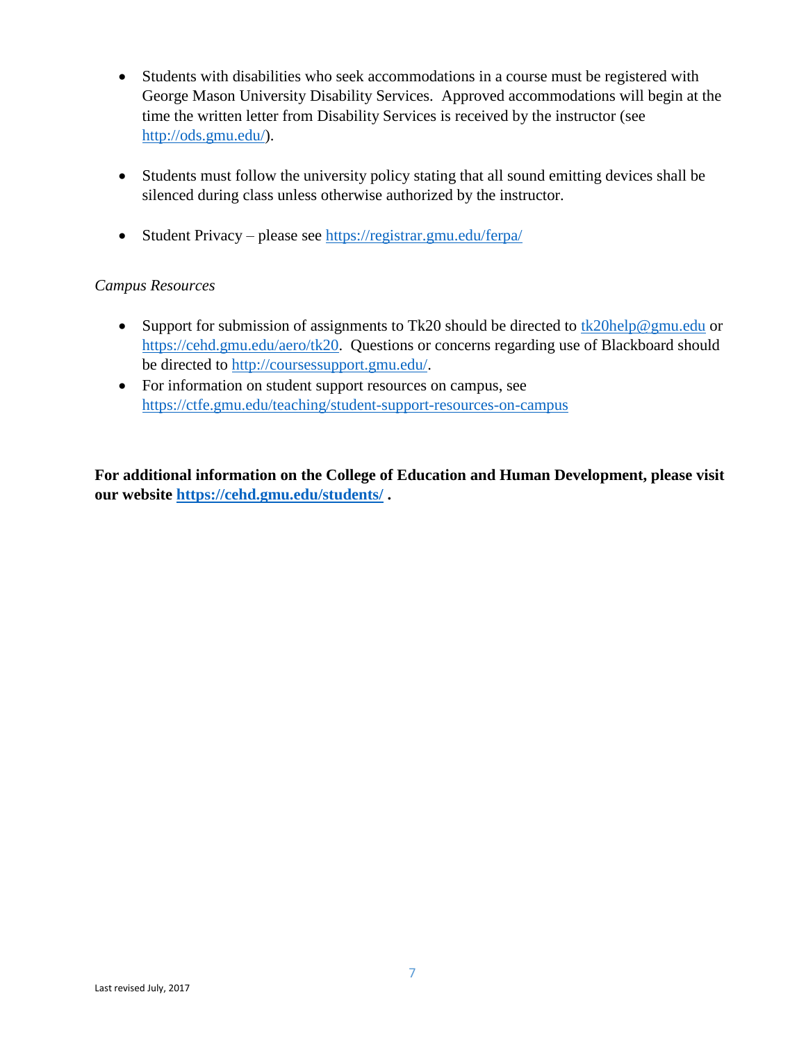- Students with disabilities who seek accommodations in a course must be registered with George Mason University Disability Services. Approved accommodations will begin at the time the written letter from Disability Services is received by the instructor (see http://ods.gmu.edu/).

- Students must follow the university policy stating that all sound emitting devices shall be silenced during class unless otherwise authorized by the instructor.

- Student Privacy – please see https://registrar.gmu.edu/ferpa/

*Campus Resources*

- Support for submission of assignments to Tk20 should be directed to tk20help@gmu.edu or https://cehd.gmu.edu/aero/tk20. Questions or concerns regarding use of Blackboard should be directed to http://coursessupport.gmu.edu/.
- For information on student support resources on campus, see https://ctfe.gmu.edu/teaching/student-support-resources-on-campus

**For additional information on the College of Education and Human Development, please visit our website https://cehd.gmu.edu/students/ .**

Last revised July, 2017